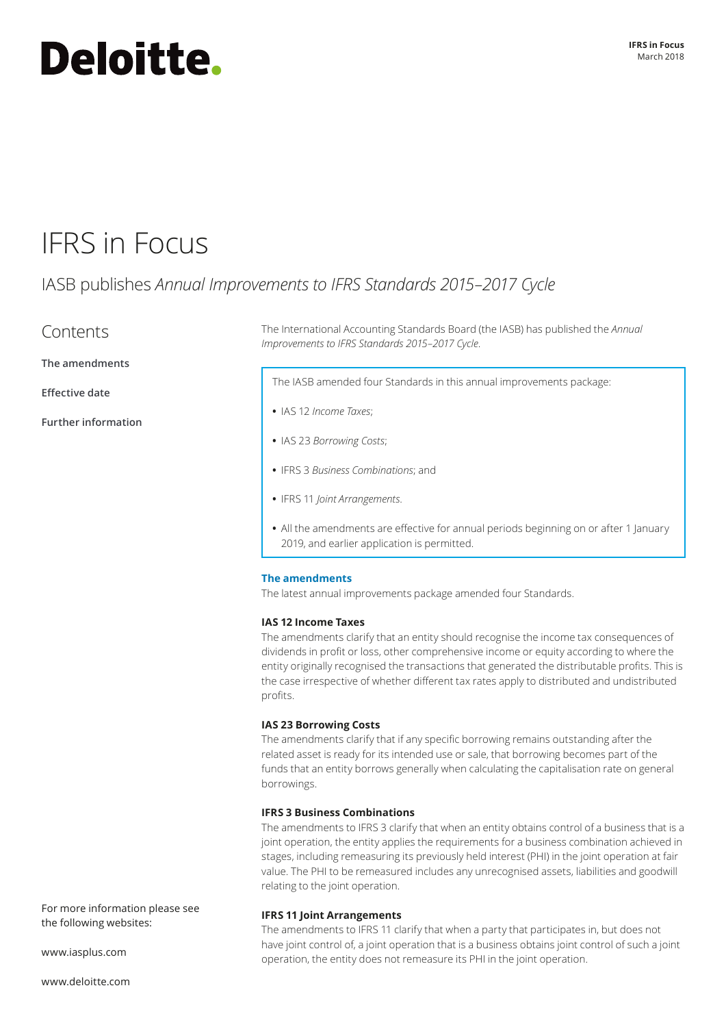Deloitte.

# IFRS in Focus

## IASB publishes *Annual Improvements to IFRS Standards 2015–2017 Cycle*

### Contents

**The amendments**

**Effective date**

**Further information**

The International Accounting Standards Board (the IASB) has published the *Annual Improvements to IFRS Standards 2015–2017 Cycle*.

> The IASB amended four Standards in this annual improvements package:
>
> - IAS 12 *Income Taxes*;
> - IAS 23 *Borrowing Costs*;
> - IFRS 3 *Business Combinations*; and
> - IFRS 11 *Joint Arrangements*.
> - All the amendments are effective for annual periods beginning on or after 1 January 2019, and earlier application is permitted.

### The amendments

The latest annual improvements package amended four Standards.

**IAS 12 Income Taxes**

The amendments clarify that an entity should recognise the income tax consequences of dividends in profit or loss, other comprehensive income or equity according to where the entity originally recognised the transactions that generated the distributable profits. This is the case irrespective of whether different tax rates apply to distributed and undistributed profits.

**IAS 23 Borrowing Costs**

The amendments clarify that if any specific borrowing remains outstanding after the related asset is ready for its intended use or sale, that borrowing becomes part of the funds that an entity borrows generally when calculating the capitalisation rate on general borrowings.

**IFRS 3 Business Combinations**

The amendments to IFRS 3 clarify that when an entity obtains control of a business that is a joint operation, the entity applies the requirements for a business combination achieved in stages, including remeasuring its previously held interest (PHI) in the joint operation at fair value. The PHI to be remeasured includes any unrecognised assets, liabilities and goodwill relating to the joint operation.

**IFRS 11 Joint Arrangements**

The amendments to IFRS 11 clarify that when a party that participates in, but does not have joint control of, a joint operation that is a business obtains joint control of such a joint operation, the entity does not remeasure its PHI in the joint operation.

For more information please see the following websites:

www.iasplus.com

www.deloitte.com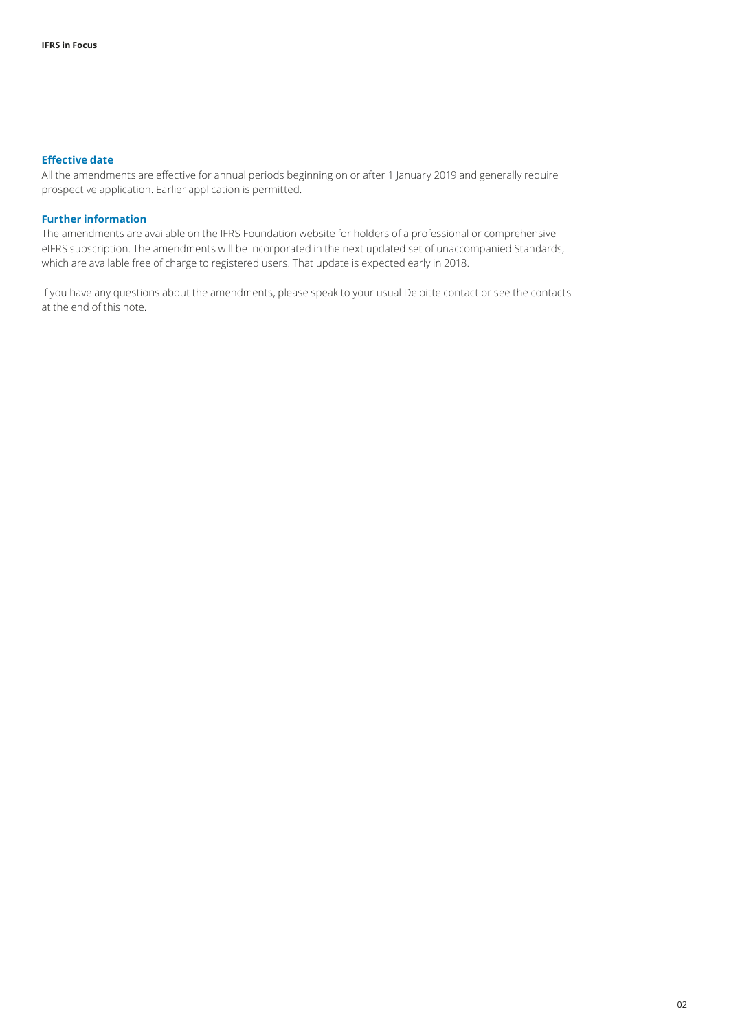### Effective date

All the amendments are effective for annual periods beginning on or after 1 January 2019 and generally require prospective application. Earlier application is permitted.

### Further information

The amendments are available on the IFRS Foundation website for holders of a professional or comprehensive eIFRS subscription. The amendments will be incorporated in the next updated set of unaccompanied Standards, which are available free of charge to registered users. That update is expected early in 2018.

If you have any questions about the amendments, please speak to your usual Deloitte contact or see the contacts at the end of this note.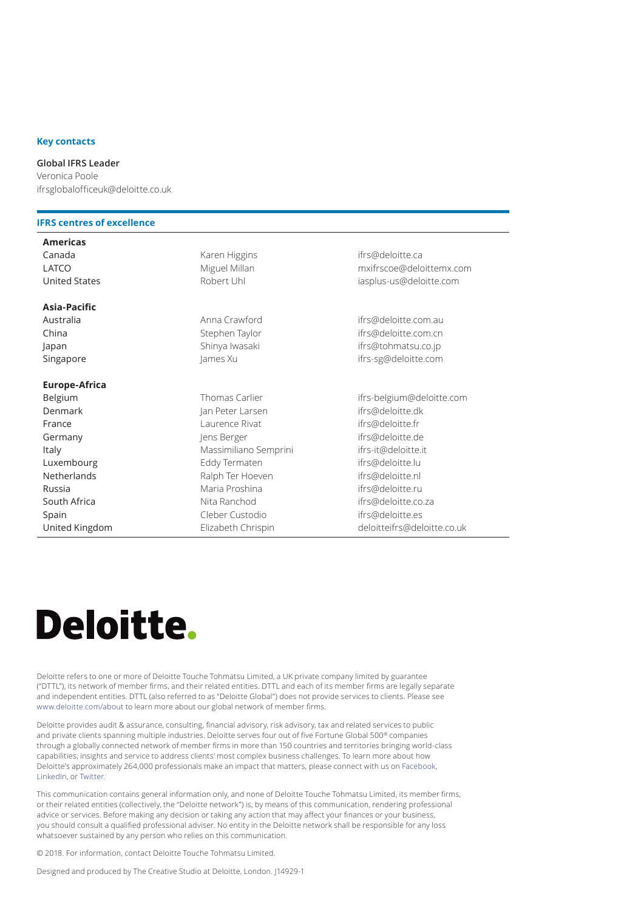## Key contacts

**Global IFRS Leader**
Veronica Poole
ifrsglobalofficeuk@deloitte.co.uk

## IFRS centres of excellence

| | | |
|---|---|---|
| **Americas** | | |
| Canada | Karen Higgins | ifrs@deloitte.ca |
| LATCO | Miguel Millan | mxifrscoe@deloittemx.com |
| United States | Robert Uhl | iasplus-us@deloitte.com |
| **Asia-Pacific** | | |
| Australia | Anna Crawford | ifrs@deloitte.com.au |
| China | Stephen Taylor | ifrs@deloitte.com.cn |
| Japan | Shinya Iwasaki | ifrs@tohmatsu.co.jp |
| Singapore | James Xu | ifrs-sg@deloitte.com |
| **Europe-Africa** | | |
| Belgium | Thomas Carlier | ifrs-belgium@deloitte.com |
| Denmark | Jan Peter Larsen | ifrs@deloitte.dk |
| France | Laurence Rivat | ifrs@deloitte.fr |
| Germany | Jens Berger | ifrs@deloitte.de |
| Italy | Massimiliano Semprini | ifrs-it@deloitte.it |
| Luxembourg | Eddy Termaten | ifrs@deloitte.lu |
| Netherlands | Ralph Ter Hoeven | ifrs@deloitte.nl |
| Russia | Maria Proshina | ifrs@deloitte.ru |
| South Africa | Nita Ranchod | ifrs@deloitte.co.za |
| Spain | Cleber Custodio | ifrs@deloitte.es |
| United Kingdom | Elizabeth Chrispin | deloitteifrs@deloitte.co.uk |

**Deloitte.**

Deloitte refers to one or more of Deloitte Touche Tohmatsu Limited, a UK private company limited by guarantee ("DTTL"), its network of member firms, and their related entities. DTTL and each of its member firms are legally separate and independent entities. DTTL (also referred to as "Deloitte Global") does not provide services to clients. Please see www.deloitte.com/about to learn more about our global network of member firms.

Deloitte provides audit & assurance, consulting, financial advisory, risk advisory, tax and related services to public and private clients spanning multiple industries. Deloitte serves four out of five Fortune Global 500® companies through a globally connected network of member firms in more than 150 countries and territories bringing world-class capabilities, insights and service to address clients' most complex business challenges. To learn more about how Deloitte's approximately 264,000 professionals make an impact that matters, please connect with us on Facebook, LinkedIn, or Twitter.

This communication contains general information only, and none of Deloitte Touche Tohmatsu Limited, its member firms, or their related entities (collectively, the "Deloitte network") is, by means of this communication, rendering professional advice or services. Before making any decision or taking any action that may affect your finances or your business, you should consult a qualified professional adviser. No entity in the Deloitte network shall be responsible for any loss whatsoever sustained by any person who relies on this communication.

© 2018. For information, contact Deloitte Touche Tohmatsu Limited.

Designed and produced by The Creative Studio at Deloitte, London. J14929-1